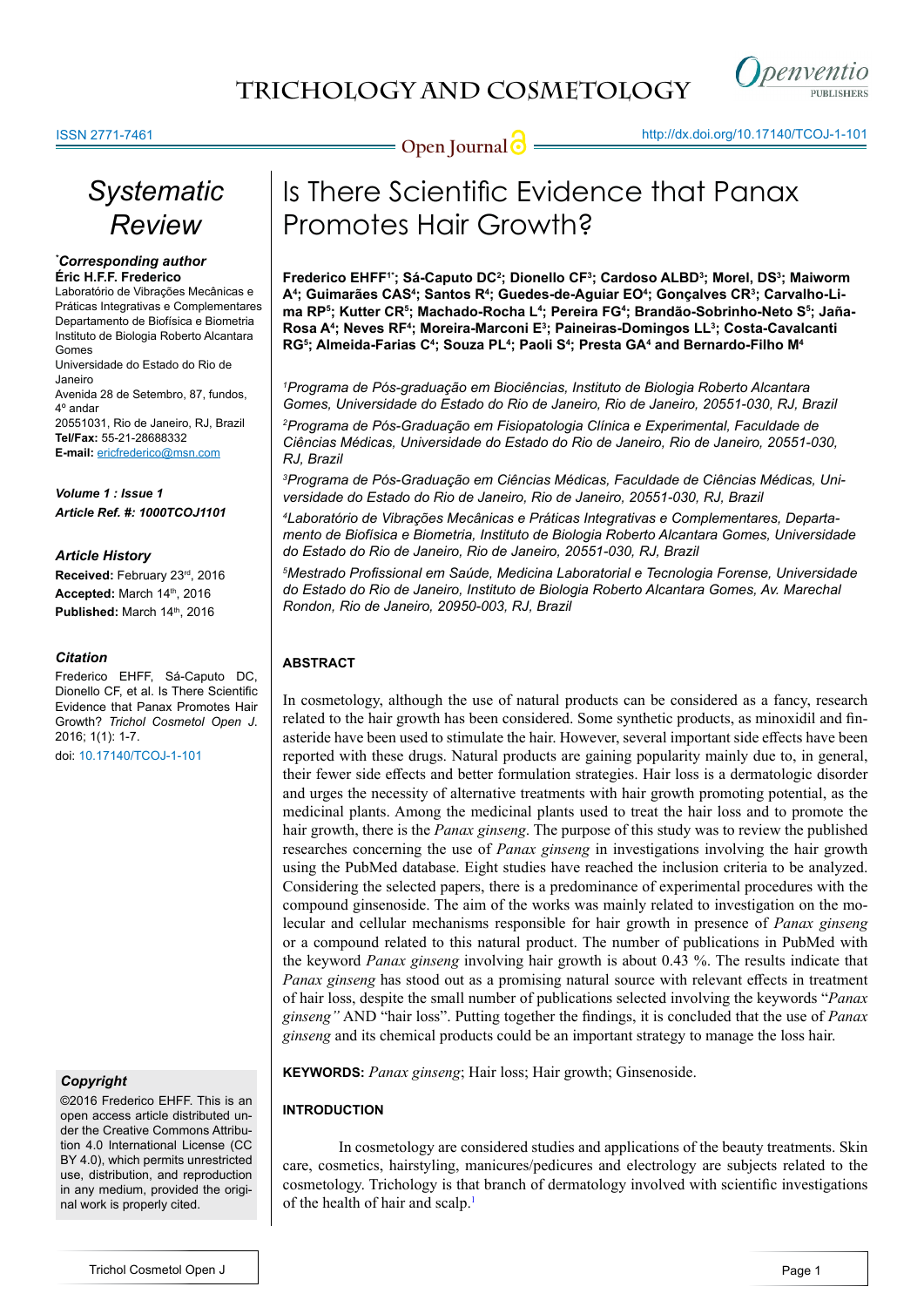Systematic Review

# Is There Scientific Evidence that Panax Promotes Hair Growth?

**Frederico EHFF[1*]; Sá-Caputo DC[2]; Dionello CF[3]; Cardoso ALBD[3]; Morel, DS[3]; Maiworm A[4]; Guimarães CAS[4]; Santos R[4]; Guedes-de-Aguiar EO[4]; Gonçalves CR[3]; Carvalho-Lima RP[5]; Kutter CR[5]; Machado-Rocha L[4]; Pereira FG[4]; Brandão-Sobrinho-Neto S[5]; Jaña-Rosa A[4]; Neves RF[4]; Moreira-Marconi E[3]; Paineiras-Domingos LL[3]; Costa-Cavalcanti RG[5]; Almeida-Farias C[4]; Souza PL[4]; Paoli S[4]; Presta GA[4] and Bernardo-Filho M[4]**

*[1]Programa de Pós-graduação em Biociências, Instituto de Biologia Roberto Alcantara Gomes, Universidade do Estado do Rio de Janeiro, Rio de Janeiro, 20551-030, RJ, Brazil*

*[2]Programa de Pós-Graduação em Fisiopatologia Clínica e Experimental, Faculdade de Ciências Médicas, Universidade do Estado do Rio de Janeiro, Rio de Janeiro, 20551-030, RJ, Brazil*

*[3]Programa de Pós-Graduação em Ciências Médicas, Faculdade de Ciências Médicas, Universidade do Estado do Rio de Janeiro, Rio de Janeiro, 20551-030, RJ, Brazil*

*[4]Laboratório de Vibrações Mecânicas e Práticas Integrativas e Complementares, Departamento de Biofísica e Biometria, Instituto de Biologia Roberto Alcantara Gomes, Universidade do Estado do Rio de Janeiro, Rio de Janeiro, 20551-030, RJ, Brazil*

*[5]Mestrado Profissional em Saúde, Medicina Laboratorial e Tecnologia Forense, Universidade do Estado do Rio de Janeiro, Instituto de Biologia Roberto Alcantara Gomes, Av. Marechal Rondon, Rio de Janeiro, 20950-003, RJ, Brazil*

***Corresponding author**
**Éric H.F.F. Frederico**
Laboratório de Vibrações Mecânicas e Práticas Integrativas e Complementares
Departamento de Biofísica e Biometria
Instituto de Biologia Roberto Alcantara Gomes
Universidade do Estado do Rio de Janeiro
Avenida 28 de Setembro, 87, fundos, 4º andar
20551031, Rio de Janeiro, RJ, Brazil
**Tel/Fax:** 55-21-28688332
**E-mail:** ericfrederico@msn.com

***Volume 1 : Issue 1***
***Article Ref. #: 1000TCOJ1101***

***Article History***
**Received:** February 23rd, 2016
**Accepted:** March 14th, 2016
**Published:** March 14th, 2016

***Citation***
Frederico EHFF, Sá-Caputo DC, Dionello CF, et al. Is There Scientific Evidence that Panax Promotes Hair Growth? *Trichol Cosmetol Open J.* 2016; 1(1): 1-7.
doi: 10.17140/TCOJ-1-101

***Copyright***
©2016 Frederico EHFF. This is an open access article distributed under the Creative Commons Attribution 4.0 International License (CC BY 4.0), which permits unrestricted use, distribution, and reproduction in any medium, provided the original work is properly cited.

## ABSTRACT

In cosmetology, although the use of natural products can be considered as a fancy, research related to the hair growth has been considered. Some synthetic products, as minoxidil and finasteride have been used to stimulate the hair. However, several important side effects have been reported with these drugs. Natural products are gaining popularity mainly due to, in general, their fewer side effects and better formulation strategies. Hair loss is a dermatologic disorder and urges the necessity of alternative treatments with hair growth promoting potential, as the medicinal plants. Among the medicinal plants used to treat the hair loss and to promote the hair growth, there is the *Panax ginseng*. The purpose of this study was to review the published researches concerning the use of *Panax ginseng* in investigations involving the hair growth using the PubMed database. Eight studies have reached the inclusion criteria to be analyzed. Considering the selected papers, there is a predominance of experimental procedures with the compound ginsenoside. The aim of the works was mainly related to investigation on the molecular and cellular mechanisms responsible for hair growth in presence of *Panax ginseng* or a compound related to this natural product. The number of publications in PubMed with the keyword *Panax ginseng* involving hair growth is about 0.43 %. The results indicate that *Panax ginseng* has stood out as a promising natural source with relevant effects in treatment of hair loss, despite the small number of publications selected involving the keywords "*Panax ginseng"* AND "hair loss". Putting together the findings, it is concluded that the use of *Panax ginseng* and its chemical products could be an important strategy to manage the loss hair.

**KEYWORDS:** *Panax ginseng*; Hair loss; Hair growth; Ginsenoside.

## INTRODUCTION

In cosmetology are considered studies and applications of the beauty treatments. Skin care, cosmetics, hairstyling, manicures/pedicures and electrology are subjects related to the cosmetology. Trichology is that branch of dermatology involved with scientific investigations of the health of hair and scalp.[1]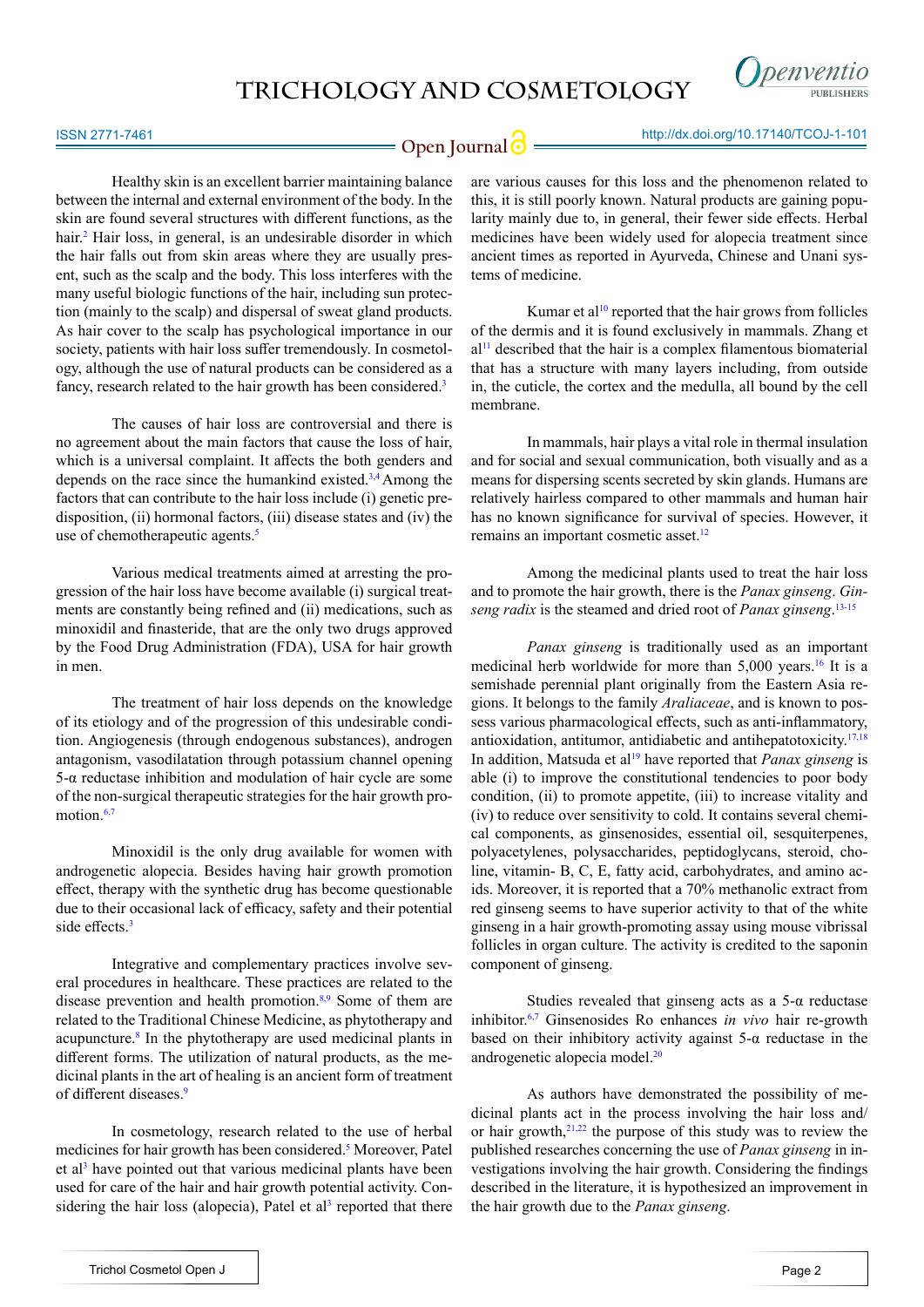Healthy skin is an excellent barrier maintaining balance between the internal and external environment of the body. In the skin are found several structures with different functions, as the hair.[2] Hair loss, in general, is an undesirable disorder in which the hair falls out from skin areas where they are usually present, such as the scalp and the body. This loss interferes with the many useful biologic functions of the hair, including sun protection (mainly to the scalp) and dispersal of sweat gland products. As hair cover to the scalp has psychological importance in our society, patients with hair loss suffer tremendously. In cosmetology, although the use of natural products can be considered as a fancy, research related to the hair growth has been considered.[3]

The causes of hair loss are controversial and there is no agreement about the main factors that cause the loss of hair, which is a universal complaint. It affects the both genders and depends on the race since the humankind existed.[3,4] Among the factors that can contribute to the hair loss include (i) genetic predisposition, (ii) hormonal factors, (iii) disease states and (iv) the use of chemotherapeutic agents.[5]

Various medical treatments aimed at arresting the progression of the hair loss have become available (i) surgical treatments are constantly being refined and (ii) medications, such as minoxidil and finasteride, that are the only two drugs approved by the Food Drug Administration (FDA), USA for hair growth in men.

The treatment of hair loss depends on the knowledge of its etiology and of the progression of this undesirable condition. Angiogenesis (through endogenous substances), androgen antagonism, vasodilatation through potassium channel opening 5-α reductase inhibition and modulation of hair cycle are some of the non-surgical therapeutic strategies for the hair growth promotion.[6,7]

Minoxidil is the only drug available for women with androgenetic alopecia. Besides having hair growth promotion effect, therapy with the synthetic drug has become questionable due to their occasional lack of efficacy, safety and their potential side effects.[3]

Integrative and complementary practices involve several procedures in healthcare. These practices are related to the disease prevention and health promotion.[8,9] Some of them are related to the Traditional Chinese Medicine, as phytotherapy and acupuncture.[8] In the phytotherapy are used medicinal plants in different forms. The utilization of natural products, as the medicinal plants in the art of healing is an ancient form of treatment of different diseases.[9]

In cosmetology, research related to the use of herbal medicines for hair growth has been considered.[5] Moreover, Patel et al[3] have pointed out that various medicinal plants have been used for care of the hair and hair growth potential activity. Considering the hair loss (alopecia), Patel et al[3] reported that there are various causes for this loss and the phenomenon related to this, it is still poorly known. Natural products are gaining popularity mainly due to, in general, their fewer side effects. Herbal medicines have been widely used for alopecia treatment since ancient times as reported in Ayurveda, Chinese and Unani systems of medicine.

Kumar et al[10] reported that the hair grows from follicles of the dermis and it is found exclusively in mammals. Zhang et al[11] described that the hair is a complex filamentous biomaterial that has a structure with many layers including, from outside in, the cuticle, the cortex and the medulla, all bound by the cell membrane.

In mammals, hair plays a vital role in thermal insulation and for social and sexual communication, both visually and as a means for dispersing scents secreted by skin glands. Humans are relatively hairless compared to other mammals and human hair has no known significance for survival of species. However, it remains an important cosmetic asset.[12]

Among the medicinal plants used to treat the hair loss and to promote the hair growth, there is the *Panax ginseng*. *Ginseng radix* is the steamed and dried root of *Panax ginseng*.[13-15]

*Panax ginseng* is traditionally used as an important medicinal herb worldwide for more than 5,000 years.[16] It is a semishade perennial plant originally from the Eastern Asia regions. It belongs to the family *Araliaceae*, and is known to possess various pharmacological effects, such as anti-inflammatory, antioxidation, antitumor, antidiabetic and antihepatotoxicity.[17,18] In addition, Matsuda et al[19] have reported that *Panax ginseng* is able (i) to improve the constitutional tendencies to poor body condition, (ii) to promote appetite, (iii) to increase vitality and (iv) to reduce over sensitivity to cold. It contains several chemical components, as ginsenosides, essential oil, sesquiterpenes, polyacetylenes, polysaccharides, peptidoglycans, steroid, choline, vitamin- B, C, E, fatty acid, carbohydrates, and amino acids. Moreover, it is reported that a 70% methanolic extract from red ginseng seems to have superior activity to that of the white ginseng in a hair growth-promoting assay using mouse vibrissal follicles in organ culture. The activity is credited to the saponin component of ginseng.

Studies revealed that ginseng acts as a 5-α reductase inhibitor.[6,7] Ginsenosides Ro enhances *in vivo* hair re-growth based on their inhibitory activity against 5-α reductase in the androgenetic alopecia model.[20]

As authors have demonstrated the possibility of medicinal plants act in the process involving the hair loss and/or hair growth,[21,22] the purpose of this study was to review the published researches concerning the use of *Panax ginseng* in investigations involving the hair growth. Considering the findings described in the literature, it is hypothesized an improvement in the hair growth due to the *Panax ginseng*.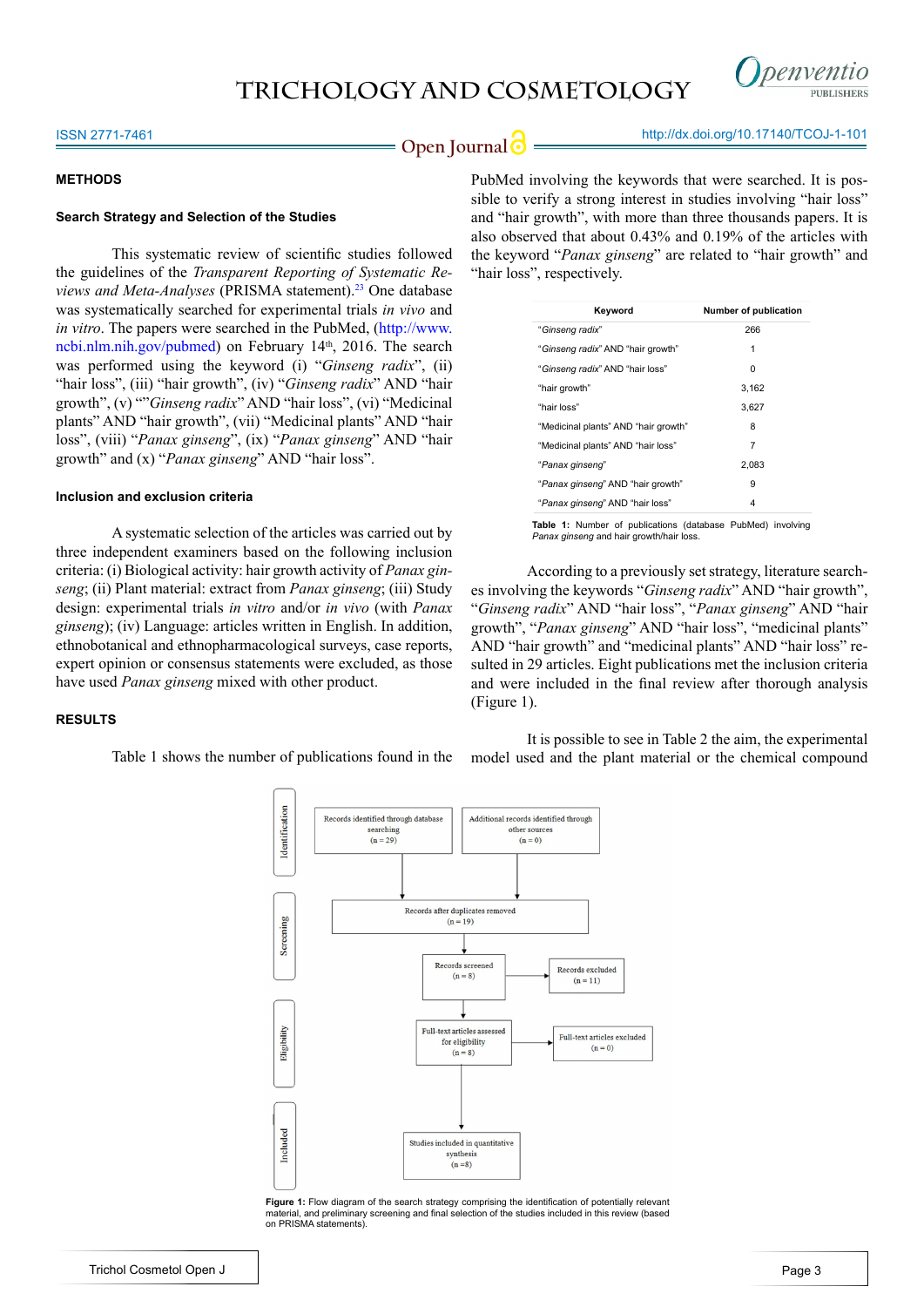## METHODS

### Search Strategy and Selection of the Studies

This systematic review of scientific studies followed the guidelines of the *Transparent Reporting of Systematic Reviews and Meta-Analyses* (PRISMA statement).[23] One database was systematically searched for experimental trials *in vivo* and *in vitro*. The papers were searched in the PubMed, (http://www.ncbi.nlm.nih.gov/pubmed) on February 14th, 2016. The search was performed using the keyword (i) "*Ginseng radix*", (ii) "hair loss", (iii) "hair growth", (iv) "*Ginseng radix*" AND "hair growth", (v) ""*Ginseng radix*" AND "hair loss", (vi) "Medicinal plants" AND "hair growth", (vii) "Medicinal plants" AND "hair loss", (viii) "*Panax ginseng*", (ix) "*Panax ginseng*" AND "hair growth" and (x) "*Panax ginseng*" AND "hair loss".

### Inclusion and exclusion criteria

A systematic selection of the articles was carried out by three independent examiners based on the following inclusion criteria: (i) Biological activity: hair growth activity of *Panax ginseng*; (ii) Plant material: extract from *Panax ginseng*; (iii) Study design: experimental trials *in vitro* and/or *in vivo* (with *Panax ginseng*); (iv) Language: articles written in English. In addition, ethnobotanical and ethnopharmacological surveys, case reports, expert opinion or consensus statements were excluded, as those have used *Panax ginseng* mixed with other product.

## RESULTS

Table 1 shows the number of publications found in the PubMed involving the keywords that were searched. It is possible to verify a strong interest in studies involving "hair loss" and "hair growth", with more than three thousands papers. It is also observed that about 0.43% and 0.19% of the articles with the keyword "*Panax ginseng*" are related to "hair growth" and "hair loss", respectively.

| Keyword | Number of publication |
|---|---|
| "*Ginseng radix*" | 266 |
| "*Ginseng radix*" AND "hair growth" | 1 |
| "*Ginseng radix*" AND "hair loss" | 0 |
| "hair growth" | 3,162 |
| "hair loss" | 3,627 |
| "Medicinal plants" AND "hair growth" | 8 |
| "Medicinal plants" AND "hair loss" | 7 |
| "*Panax ginseng*" | 2,083 |
| "*Panax ginseng*" AND "hair growth" | 9 |
| "*Panax ginseng*" AND "hair loss" | 4 |

**Table 1:** Number of publications (database PubMed) involving *Panax ginseng* and hair growth/hair loss.

According to a previously set strategy, literature searches involving the keywords "*Ginseng radix*" AND "hair growth", "*Ginseng radix*" AND "hair loss", "*Panax ginseng*" AND "hair growth", "*Panax ginseng*" AND "hair loss", "medicinal plants" AND "hair growth" and "medicinal plants" AND "hair loss" resulted in 29 articles. Eight publications met the inclusion criteria and were included in the final review after thorough analysis (Figure 1).

It is possible to see in Table 2 the aim, the experimental model used and the plant material or the chemical compound

Identification

Records identified through database searching (n = 29)

Additional records identified through other sources (n = 0)

Screening

Records after duplicates removed (n = 19)

Records screened (n = 8)

Records excluded (n = 11)

Eligibility

Full-text articles assessed for eligibility (n = 8)

Full-text articles excluded (n = 0)

Included

Studies included in quantitative synthesis (n =8)

**Figure 1:** Flow diagram of the search strategy comprising the identification of potentially relevant material, and preliminary screening and final selection of the studies included in this review (based on PRISMA statements).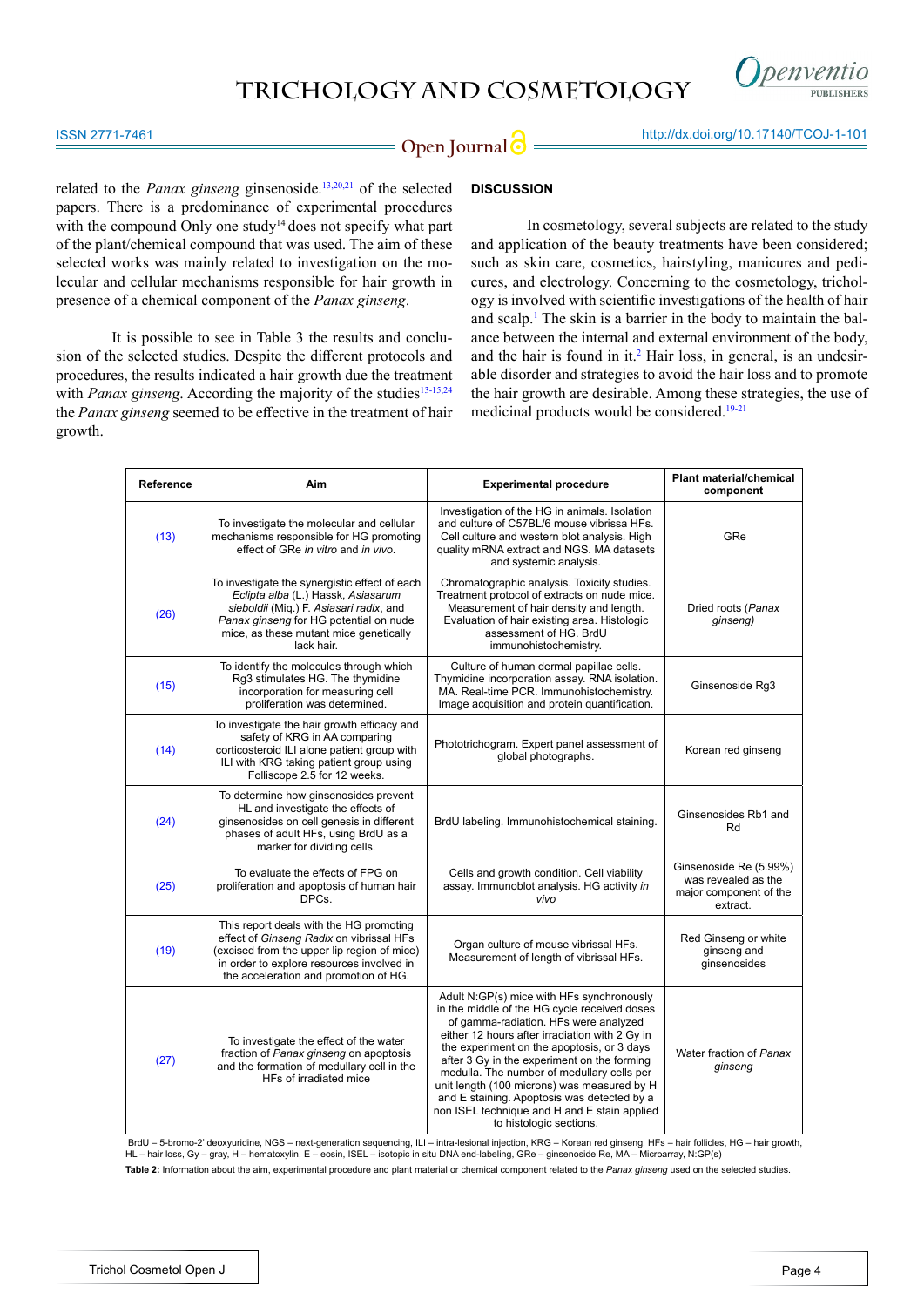related to the *Panax ginseng* ginsenoside.[13,20,21] of the selected papers. There is a predominance of experimental procedures with the compound Only one study[14] does not specify what part of the plant/chemical compound that was used. The aim of these selected works was mainly related to investigation on the molecular and cellular mechanisms responsible for hair growth in presence of a chemical component of the *Panax ginseng*.

It is possible to see in Table 3 the results and conclusion of the selected studies. Despite the different protocols and procedures, the results indicated a hair growth due the treatment with *Panax ginseng*. According the majority of the studies[13-15,24] the *Panax ginseng* seemed to be effective in the treatment of hair growth.

## DISCUSSION

In cosmetology, several subjects are related to the study and application of the beauty treatments have been considered; such as skin care, cosmetics, hairstyling, manicures and pedicures, and electrology. Concerning to the cosmetology, trichology is involved with scientific investigations of the health of hair and scalp.[1] The skin is a barrier in the body to maintain the balance between the internal and external environment of the body, and the hair is found in it.[2] Hair loss, in general, is an undesirable disorder and strategies to avoid the hair loss and to promote the hair growth are desirable. Among these strategies, the use of medicinal products would be considered.[19-21]

| Reference | Aim | Experimental procedure | Plant material/chemical component |
|---|---|---|---|
| (13) | To investigate the molecular and cellular mechanisms responsible for HG promoting effect of GRe *in vitro* and *in vivo*. | Investigation of the HG in animals. Isolation and culture of C57BL/6 mouse vibrissa HFs. Cell culture and western blot analysis. High quality mRNA extract and NGS. MA datasets and systemic analysis. | GRe |
| (26) | To investigate the synergistic effect of each *Eclipta alba* (L.) Hassk, *Asiasarum sieboldii* (Miq.) F. *Asiasari radix*, and *Panax ginseng* for HG potential on nude mice, as these mutant mice genetically lack hair. | Chromatographic analysis. Toxicity studies. Treatment protocol of extracts on nude mice. Measurement of hair density and length. Evaluation of hair existing area. Histologic assessment of HG. BrdU immunohistochemistry. | Dried roots (*Panax ginseng)* |
| (15) | To identify the molecules through which Rg3 stimulates HG. The thymidine incorporation for measuring cell proliferation was determined. | Culture of human dermal papillae cells. Thymidine incorporation assay. RNA isolation. MA. Real-time PCR. Immunohistochemistry. Image acquisition and protein quantification. | Ginsenoside Rg3 |
| (14) | To investigate the hair growth efficacy and safety of KRG in AA comparing corticosteroid ILI alone patient group with ILI with KRG taking patient group using Folliscope 2.5 for 12 weeks. | Phototrichogram. Expert panel assessment of global photographs. | Korean red ginseng |
| (24) | To determine how ginsenosides prevent HL and investigate the effects of ginsenosides on cell genesis in different phases of adult HFs, using BrdU as a marker for dividing cells. | BrdU labeling. Immunohistochemical staining. | Ginsenosides Rb1 and Rd |
| (25) | To evaluate the effects of FPG on proliferation and apoptosis of human hair DPCs. | Cells and growth condition. Cell viability assay. Immunoblot analysis. HG activity *in vivo* | Ginsenoside Re (5.99%) was revealed as the major component of the extract. |
| (19) | This report deals with the HG promoting effect of *Ginseng Radix* on vibrissal HFs (excised from the upper lip region of mice) in order to explore resources involved in the acceleration and promotion of HG. | Organ culture of mouse vibrissal HFs. Measurement of length of vibrissal HFs. | Red Ginseng or white ginseng and ginsenosides |
| (27) | To investigate the effect of the water fraction of *Panax ginseng* on apoptosis and the formation of medullary cell in the HFs of irradiated mice | Adult N:GP(s) mice with HFs synchronously in the middle of the HG cycle received doses of gamma-radiation. HFs were analyzed either 12 hours after irradiation with 2 Gy in the experiment on the apoptosis, or 3 days after 3 Gy in the experiment on the forming medulla. The number of medullary cells per unit length (100 microns) was measured by H and E staining. Apoptosis was detected by a non ISEL technique and H and E stain applied to histologic sections. | Water fraction of *Panax ginseng* |

BrdU – 5-bromo-2' deoxyuridine, NGS – next-generation sequencing, ILI – intra-lesional injection, KRG – Korean red ginseng, HFs – hair follicles, HG – hair growth, HL – hair loss, Gy – gray, H – hematoxylin, E – eosin, ISEL – isotopic in situ DNA end-labeling, GRe – ginsenoside Re, MA – Microarray, N:GP(s)

**Table 2:** Information about the aim, experimental procedure and plant material or chemical component related to the *Panax ginseng* used on the selected studies.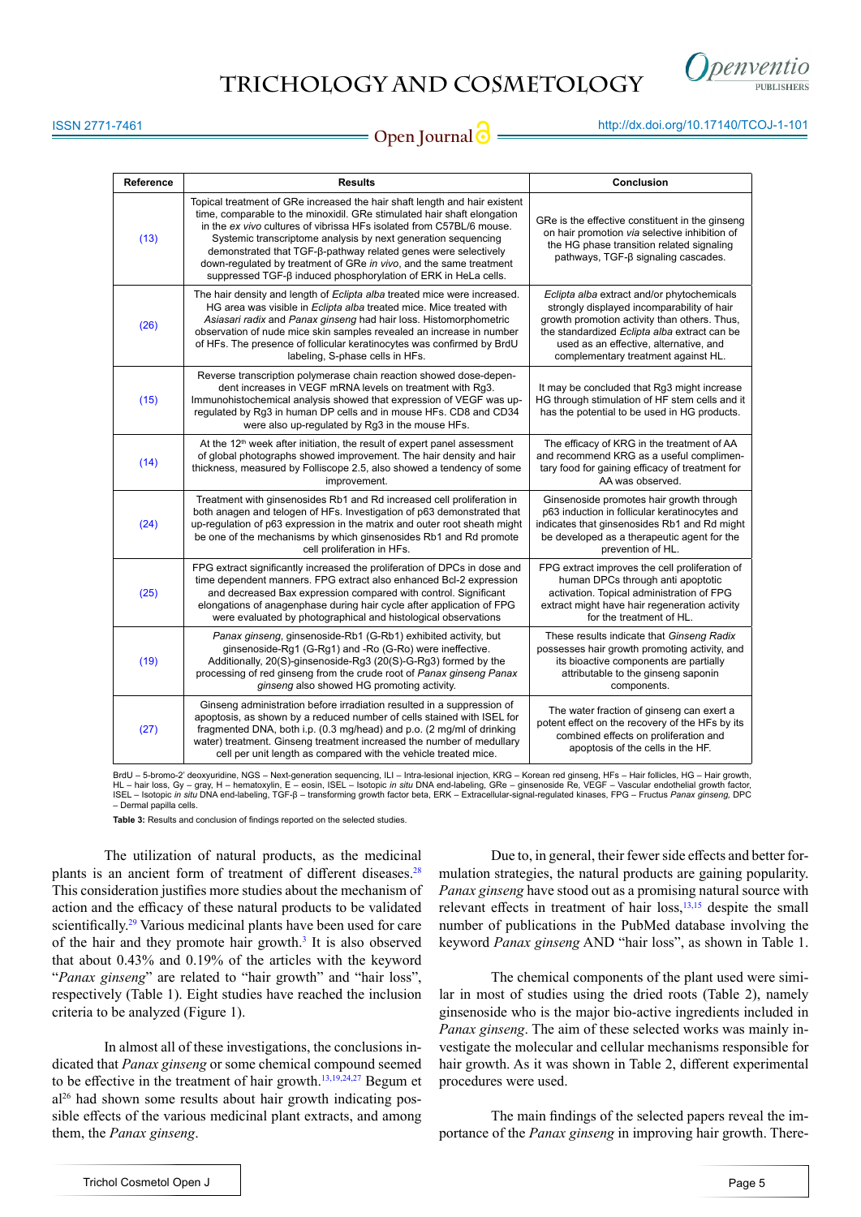| Reference | Results | Conclusion |
|---|---|---|
| (13) | Topical treatment of GRe increased the hair shaft length and hair existent time, comparable to the minoxidil. GRe stimulated hair shaft elongation in the *ex vivo* cultures of vibrissa HFs isolated from C57BL/6 mouse. Systemic transcriptome analysis by next generation sequencing demonstrated that TGF-β-pathway related genes were selectively down-regulated by treatment of GRe *in vivo*, and the same treatment suppressed TGF-β induced phosphorylation of ERK in HeLa cells. | GRe is the effective constituent in the ginseng on hair promotion *via* selective inhibition of the HG phase transition related signaling pathways, TGF-β signaling cascades. |
| (26) | The hair density and length of *Eclipta alba* treated mice were increased. HG area was visible in *Eclipta alba* treated mice. Mice treated with *Asiasari radix* and *Panax ginseng* had hair loss. Histomorphometric observation of nude mice skin samples revealed an increase in number of HFs. The presence of follicular keratinocytes was confirmed by BrdU labeling, S-phase cells in HFs. | *Eclipta alba* extract and/or phytochemicals strongly displayed incomparability of hair growth promotion activity than others. Thus, the standardized *Eclipta alba* extract can be used as an effective, alternative, and complementary treatment against HL. |
| (15) | Reverse transcription polymerase chain reaction showed dose-dependent increases in VEGF mRNA levels on treatment with Rg3. Immunohistochemical analysis showed that expression of VEGF was up-regulated by Rg3 in human DP cells and in mouse HFs. CD8 and CD34 were also up-regulated by Rg3 in the mouse HFs. | It may be concluded that Rg3 might increase HG through stimulation of HF stem cells and it has the potential to be used in HG products. |
| (14) | At the 12th week after initiation, the result of expert panel assessment of global photographs showed improvement. The hair density and hair thickness, measured by Folliscope 2.5, also showed a tendency of some improvement. | The efficacy of KRG in the treatment of AA and recommend KRG as a useful complementary food for gaining efficacy of treatment for AA was observed. |
| (24) | Treatment with ginsenosides Rb1 and Rd increased cell proliferation in both anagen and telogen of HFs. Investigation of p63 demonstrated that up-regulation of p63 expression in the matrix and outer root sheath might be one of the mechanisms by which ginsenosides Rb1 and Rd promote cell proliferation in HFs. | Ginsenoside promotes hair growth through p63 induction in follicular keratinocytes and indicates that ginsenosides Rb1 and Rd might be developed as a therapeutic agent for the prevention of HL. |
| (25) | FPG extract significantly increased the proliferation of DPCs in dose and time dependent manners. FPG extract also enhanced Bcl-2 expression and decreased Bax expression compared with control. Significant elongations of anagenphase during hair cycle after application of FPG were evaluated by photographical and histological observations | FPG extract improves the cell proliferation of human DPCs through anti apoptotic activation. Topical administration of FPG extract might have hair regeneration activity for the treatment of HL. |
| (19) | *Panax ginseng*, ginsenoside-Rb1 (G-Rb1) exhibited activity, but ginsenoside-Rg1 (G-Rg1) and -Ro (G-Ro) were ineffective. Additionally, 20(S)-ginsenoside-Rg3 (20(S)-G-Rg3) formed by the processing of red ginseng from the crude root of *Panax ginseng Panax ginseng* also showed HG promoting activity. | These results indicate that *Ginseng Radix* possesses hair growth promoting activity, and its bioactive components are partially attributable to the ginseng saponin components. |
| (27) | Ginseng administration before irradiation resulted in a suppression of apoptosis, as shown by a reduced number of cells stained with ISEL for fragmented DNA, both i.p. (0.3 mg/head) and p.o. (2 mg/ml of drinking water) treatment. Ginseng treatment increased the number of medullary cell per unit length as compared with the vehicle treated mice. | The water fraction of ginseng can exert a potent effect on the recovery of the HFs by its combined effects on proliferation and apoptosis of the cells in the HF. |

BrdU – 5-bromo-2' deoxyuridine, NGS – Next-generation sequencing, ILI – Intra-lesional injection, KRG – Korean red ginseng, HFs – Hair follicles, HG – Hair growth, HL – hair loss, Gy – gray, H – hematoxylin, E – eosin, ISEL – Isotopic *in situ* DNA end-labeling, GRe – ginsenoside Re, VEGF – Vascular endothelial growth factor, ISEL – Isotopic *in situ* DNA end-labeling, TGF-β – transforming growth factor beta, ERK – Extracellular-signal-regulated kinases, FPG – Fructus *Panax ginseng*, DPC – Dermal papilla cells.

**Table 3:** Results and conclusion of findings reported on the selected studies.

The utilization of natural products, as the medicinal plants is an ancient form of treatment of different diseases.[28] This consideration justifies more studies about the mechanism of action and the efficacy of these natural products to be validated scientifically.[29] Various medicinal plants have been used for care of the hair and they promote hair growth.[3] It is also observed that about 0.43% and 0.19% of the articles with the keyword "*Panax ginseng*" are related to "hair growth" and "hair loss", respectively (Table 1). Eight studies have reached the inclusion criteria to be analyzed (Figure 1).

In almost all of these investigations, the conclusions indicated that *Panax ginseng* or some chemical compound seemed to be effective in the treatment of hair growth.[13,19,24,27] Begum et al[26] had shown some results about hair growth indicating possible effects of the various medicinal plant extracts, and among them, the *Panax ginseng*.

Due to, in general, their fewer side effects and better formulation strategies, the natural products are gaining popularity. *Panax ginseng* have stood out as a promising natural source with relevant effects in treatment of hair loss,[13,15] despite the small number of publications in the PubMed database involving the keyword *Panax ginseng* AND "hair loss", as shown in Table 1.

The chemical components of the plant used were similar in most of studies using the dried roots (Table 2), namely ginsenoside who is the major bio-active ingredients included in *Panax ginseng*. The aim of these selected works was mainly investigate the molecular and cellular mechanisms responsible for hair growth. As it was shown in Table 2, different experimental procedures were used.

The main findings of the selected papers reveal the importance of the *Panax ginseng* in improving hair growth. There-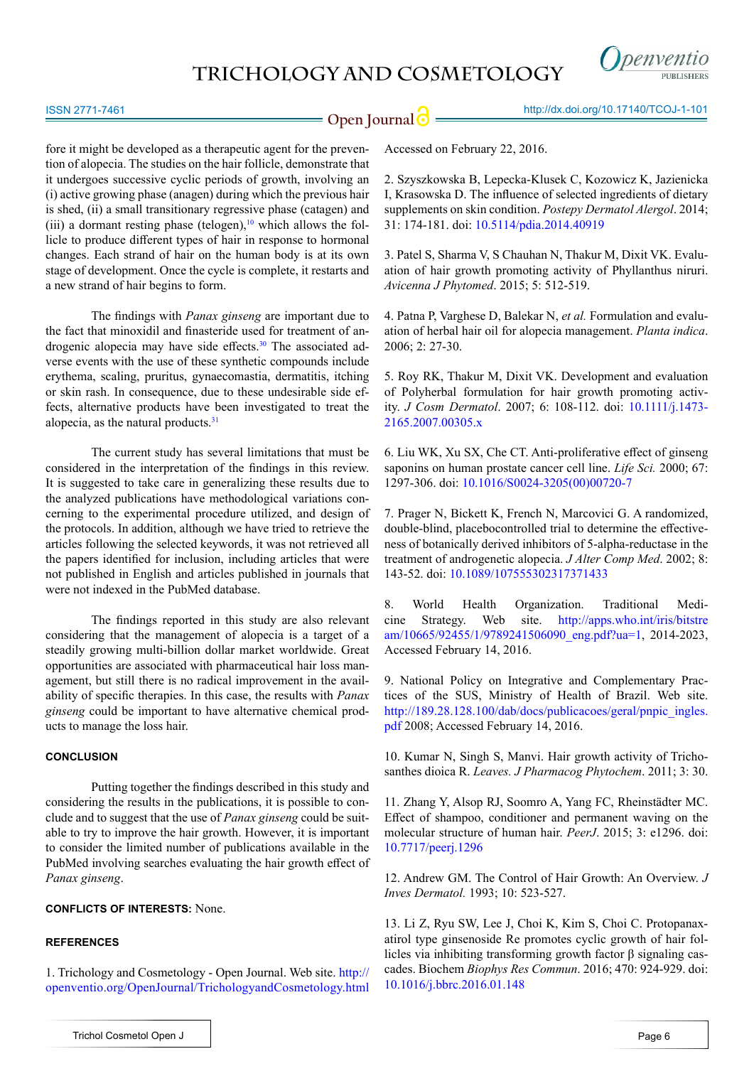fore it might be developed as a therapeutic agent for the prevention of alopecia. The studies on the hair follicle, demonstrate that it undergoes successive cyclic periods of growth, involving an (i) active growing phase (anagen) during which the previous hair is shed, (ii) a small transitionary regressive phase (catagen) and (iii) a dormant resting phase (telogen),[10] which allows the follicle to produce different types of hair in response to hormonal changes. Each strand of hair on the human body is at its own stage of development. Once the cycle is complete, it restarts and a new strand of hair begins to form.

The findings with *Panax ginseng* are important due to the fact that minoxidil and finasteride used for treatment of androgenic alopecia may have side effects.[30] The associated adverse events with the use of these synthetic compounds include erythema, scaling, pruritus, gynaecomastia, dermatitis, itching or skin rash. In consequence, due to these undesirable side effects, alternative products have been investigated to treat the alopecia, as the natural products.[31]

The current study has several limitations that must be considered in the interpretation of the findings in this review. It is suggested to take care in generalizing these results due to the analyzed publications have methodological variations concerning to the experimental procedure utilized, and design of the protocols. In addition, although we have tried to retrieve the articles following the selected keywords, it was not retrieved all the papers identified for inclusion, including articles that were not published in English and articles published in journals that were not indexed in the PubMed database.

The findings reported in this study are also relevant considering that the management of alopecia is a target of a steadily growing multi-billion dollar market worldwide. Great opportunities are associated with pharmaceutical hair loss management, but still there is no radical improvement in the availability of specific therapies. In this case, the results with *Panax ginseng* could be important to have alternative chemical products to manage the loss hair.

## CONCLUSION

Putting together the findings described in this study and considering the results in the publications, it is possible to conclude and to suggest that the use of *Panax ginseng* could be suitable to try to improve the hair growth. However, it is important to consider the limited number of publications available in the PubMed involving searches evaluating the hair growth effect of *Panax ginseng*.

**CONFLICTS OF INTERESTS:** None.

## REFERENCES

1. Trichology and Cosmetology - Open Journal. Web site. http://openventio.org/OpenJournal/TrichologyandCosmetology.html Accessed on February 22, 2016.

2. Szyszkowska B, Lepecka-Klusek C, Kozowicz K, Jazienicka I, Krasowska D. The influence of selected ingredients of dietary supplements on skin condition. *Postepy Dermatol Alergol*. 2014; 31: 174-181. doi: 10.5114/pdia.2014.40919

3. Patel S, Sharma V, S Chauhan N, Thakur M, Dixit VK. Evaluation of hair growth promoting activity of Phyllanthus niruri. *Avicenna J Phytomed*. 2015; 5: 512-519.

4. Patna P, Varghese D, Balekar N, *et al.* Formulation and evaluation of herbal hair oil for alopecia management. *Planta indica*. 2006; 2: 27-30.

5. Roy RK, Thakur M, Dixit VK. Development and evaluation of Polyherbal formulation for hair growth promoting activity. *J Cosm Dermatol*. 2007; 6: 108-112. doi: 10.1111/j.1473-2165.2007.00305.x

6. Liu WK, Xu SX, Che CT. Anti-proliferative effect of ginseng saponins on human prostate cancer cell line. *Life Sci.* 2000; 67: 1297-306. doi: 10.1016/S0024-3205(00)00720-7

7. Prager N, Bickett K, French N, Marcovici G. A randomized, double-blind, placebocontrolled trial to determine the effectiveness of botanically derived inhibitors of 5-alpha-reductase in the treatment of androgenetic alopecia. *J Alter Comp Med*. 2002; 8: 143-52. doi: 10.1089/107555302317371433

8. World Health Organization. Traditional Medicine Strategy. Web site. http://apps.who.int/iris/bitstream/10665/92455/1/9789241506090_eng.pdf?ua=1, 2014-2023, Accessed February 14, 2016.

9. National Policy on Integrative and Complementary Practices of the SUS, Ministry of Health of Brazil. Web site. http://189.28.128.100/dab/docs/publicacoes/geral/pnpic_ingles.pdf 2008; Accessed February 14, 2016.

10. Kumar N, Singh S, Manvi. Hair growth activity of Trichosanthes dioica R. *Leaves. J Pharmacog Phytochem*. 2011; 3: 30.

11. Zhang Y, Alsop RJ, Soomro A, Yang FC, Rheinstädter MC. Effect of shampoo, conditioner and permanent waving on the molecular structure of human hair. *PeerJ*. 2015; 3: e1296. doi: 10.7717/peerj.1296

12. Andrew GM. The Control of Hair Growth: An Overview. *J Inves Dermatol.* 1993; 10: 523-527.

13. Li Z, Ryu SW, Lee J, Choi K, Kim S, Choi C. Protopanaxatirol type ginsenoside Re promotes cyclic growth of hair follicles via inhibiting transforming growth factor β signaling cascades. Biochem *Biophys Res Commun*. 2016; 470: 924-929. doi: 10.1016/j.bbrc.2016.01.148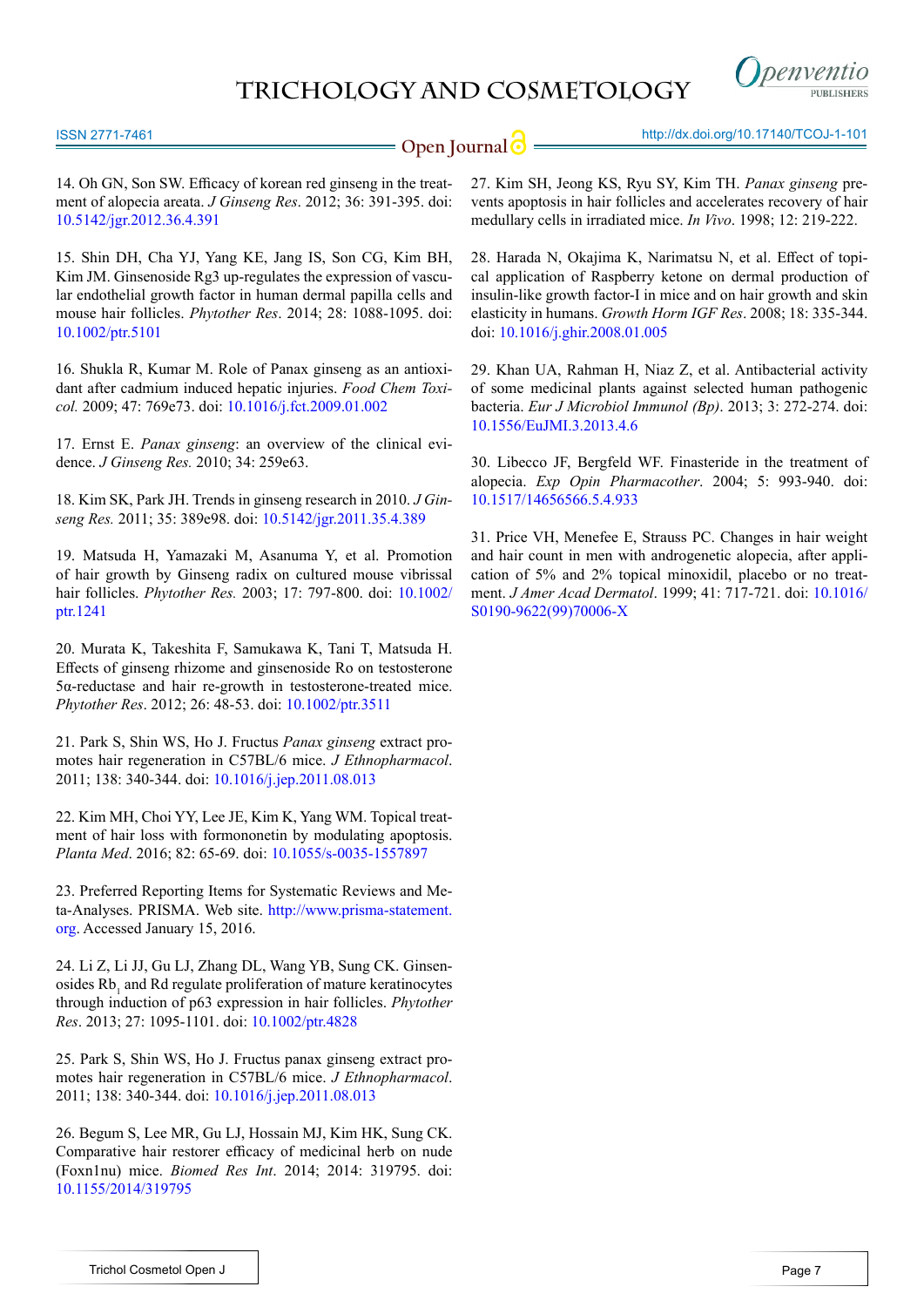14. Oh GN, Son SW. Efficacy of korean red ginseng in the treatment of alopecia areata. *J Ginseng Res*. 2012; 36: 391-395. doi: 10.5142/jgr.2012.36.4.391

15. Shin DH, Cha YJ, Yang KE, Jang IS, Son CG, Kim BH, Kim JM. Ginsenoside Rg3 up-regulates the expression of vascular endothelial growth factor in human dermal papilla cells and mouse hair follicles. *Phytother Res*. 2014; 28: 1088-1095. doi: 10.1002/ptr.5101

16. Shukla R, Kumar M. Role of Panax ginseng as an antioxidant after cadmium induced hepatic injuries. *Food Chem Toxicol.* 2009; 47: 769e73. doi: 10.1016/j.fct.2009.01.002

17. Ernst E. *Panax ginseng*: an overview of the clinical evidence. *J Ginseng Res.* 2010; 34: 259e63.

18. Kim SK, Park JH. Trends in ginseng research in 2010. *J Ginseng Res.* 2011; 35: 389e98. doi: 10.5142/jgr.2011.35.4.389

19. Matsuda H, Yamazaki M, Asanuma Y, et al. Promotion of hair growth by Ginseng radix on cultured mouse vibrissal hair follicles. *Phytother Res.* 2003; 17: 797-800. doi: 10.1002/ptr.1241

20. Murata K, Takeshita F, Samukawa K, Tani T, Matsuda H. Effects of ginseng rhizome and ginsenoside Ro on testosterone 5α-reductase and hair re-growth in testosterone-treated mice. *Phytother Res*. 2012; 26: 48-53. doi: 10.1002/ptr.3511

21. Park S, Shin WS, Ho J. Fructus *Panax ginseng* extract promotes hair regeneration in C57BL/6 mice. *J Ethnopharmacol*. 2011; 138: 340-344. doi: 10.1016/j.jep.2011.08.013

22. Kim MH, Choi YY, Lee JE, Kim K, Yang WM. Topical treatment of hair loss with formononetin by modulating apoptosis. *Planta Med*. 2016; 82: 65-69. doi: 10.1055/s-0035-1557897

23. Preferred Reporting Items for Systematic Reviews and Meta-Analyses. PRISMA. Web site. http://www.prisma-statement.org. Accessed January 15, 2016.

24. Li Z, Li JJ, Gu LJ, Zhang DL, Wang YB, Sung CK. Ginsenosides $Rb_1$ and Rd regulate proliferation of mature keratinocytes through induction of p63 expression in hair follicles. *Phytother Res*. 2013; 27: 1095-1101. doi: 10.1002/ptr.4828

25. Park S, Shin WS, Ho J. Fructus panax ginseng extract promotes hair regeneration in C57BL/6 mice. *J Ethnopharmacol*. 2011; 138: 340-344. doi: 10.1016/j.jep.2011.08.013

26. Begum S, Lee MR, Gu LJ, Hossain MJ, Kim HK, Sung CK. Comparative hair restorer efficacy of medicinal herb on nude (Foxn1nu) mice. *Biomed Res Int*. 2014; 2014: 319795. doi: 10.1155/2014/319795

27. Kim SH, Jeong KS, Ryu SY, Kim TH. *Panax ginseng* prevents apoptosis in hair follicles and accelerates recovery of hair medullary cells in irradiated mice. *In Vivo*. 1998; 12: 219-222.

28. Harada N, Okajima K, Narimatsu N, et al. Effect of topical application of Raspberry ketone on dermal production of insulin-like growth factor-I in mice and on hair growth and skin elasticity in humans. *Growth Horm IGF Res*. 2008; 18: 335-344. doi: 10.1016/j.ghir.2008.01.005

29. Khan UA, Rahman H, Niaz Z, et al. Antibacterial activity of some medicinal plants against selected human pathogenic bacteria. *Eur J Microbiol Immunol (Bp)*. 2013; 3: 272-274. doi: 10.1556/EuJMI.3.2013.4.6

30. Libecco JF, Bergfeld WF. Finasteride in the treatment of alopecia. *Exp Opin Pharmacother*. 2004; 5: 993-940. doi: 10.1517/14656566.5.4.933

31. Price VH, Menefee E, Strauss PC. Changes in hair weight and hair count in men with androgenetic alopecia, after application of 5% and 2% topical minoxidil, placebo or no treatment. *J Amer Acad Dermatol*. 1999; 41: 717-721. doi: 10.1016/S0190-9622(99)70006-X